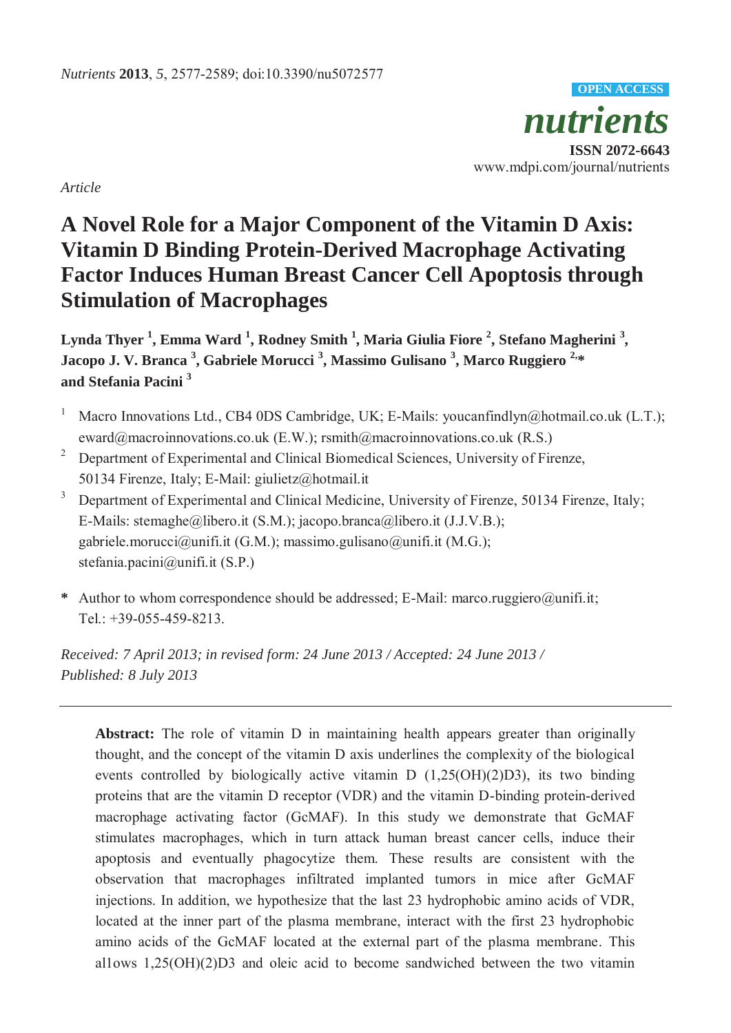*Nutrients* **2013**, *5*, 2577-2589; doi:10.3390/nu5072577

OPEN ACCESS

*nutrients*

**ISSN 2072-6643**

www.mdpi.com/journal/nutrients

*Article*

# A Novel Role for a Major Component of the Vitamin D Axis: Vitamin D Binding Protein-Derived Macrophage Activating Factor Induces Human Breast Cancer Cell Apoptosis through Stimulation of Macrophages

**Lynda Thyer [1], Emma Ward [1], Rodney Smith [1], Maria Giulia Fiore [2], Stefano Magherini [3], Jacopo J. V. Branca [3], Gabriele Morucci [3], Massimo Gulisano [3], Marco Ruggiero [2,]* and Stefania Pacini [3]**

[1] Macro Innovations Ltd., CB4 0DS Cambridge, UK; E-Mails: youcanfindlyn@hotmail.co.uk (L.T.); eward@macroinnovations.co.uk (E.W.); rsmith@macroinnovations.co.uk (R.S.)

[2] Department of Experimental and Clinical Biomedical Sciences, University of Firenze, 50134 Firenze, Italy; E-Mail: giulietz@hotmail.it

[3] Department of Experimental and Clinical Medicine, University of Firenze, 50134 Firenze, Italy; E-Mails: stemaghe@libero.it (S.M.); jacopo.branca@libero.it (J.J.V.B.); gabriele.morucci@unifi.it (G.M.); massimo.gulisano@unifi.it (M.G.); stefania.pacini@unifi.it (S.P.)

**\*** Author to whom correspondence should be addressed; E-Mail: marco.ruggiero@unifi.it; Tel.: +39-055-459-8213.

*Received: 7 April 2013; in revised form: 24 June 2013 / Accepted: 24 June 2013 / Published: 8 July 2013*

---

**Abstract:** The role of vitamin D in maintaining health appears greater than originally thought, and the concept of the vitamin D axis underlines the complexity of the biological events controlled by biologically active vitamin D (1,25(OH)(2)D3), its two binding proteins that are the vitamin D receptor (VDR) and the vitamin D-binding protein-derived macrophage activating factor (GcMAF). In this study we demonstrate that GcMAF stimulates macrophages, which in turn attack human breast cancer cells, induce their apoptosis and eventually phagocytize them. These results are consistent with the observation that macrophages infiltrated implanted tumors in mice after GcMAF injections. In addition, we hypothesize that the last 23 hydrophobic amino acids of VDR, located at the inner part of the plasma membrane, interact with the first 23 hydrophobic amino acids of the GcMAF located at the external part of the plasma membrane. This al1ows 1,25(OH)(2)D3 and oleic acid to become sandwiched between the two vitamin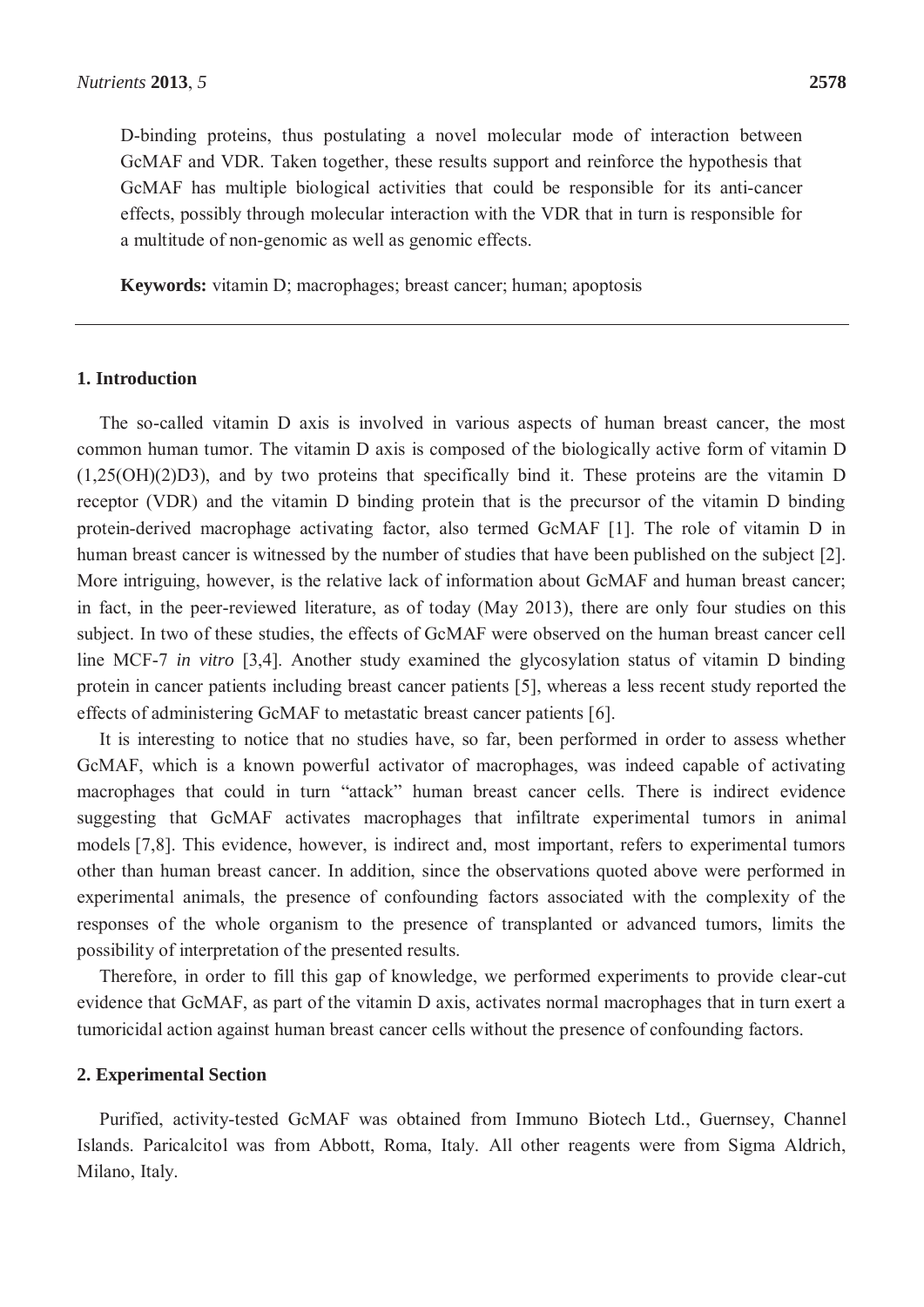D-binding proteins, thus postulating a novel molecular mode of interaction between GcMAF and VDR. Taken together, these results support and reinforce the hypothesis that GcMAF has multiple biological activities that could be responsible for its anti-cancer effects, possibly through molecular interaction with the VDR that in turn is responsible for a multitude of non-genomic as well as genomic effects.

**Keywords:** vitamin D; macrophages; breast cancer; human; apoptosis

## 1. Introduction

The so-called vitamin D axis is involved in various aspects of human breast cancer, the most common human tumor. The vitamin D axis is composed of the biologically active form of vitamin D (1,25(OH)(2)D3), and by two proteins that specifically bind it. These proteins are the vitamin D receptor (VDR) and the vitamin D binding protein that is the precursor of the vitamin D binding protein-derived macrophage activating factor, also termed GcMAF [1]. The role of vitamin D in human breast cancer is witnessed by the number of studies that have been published on the subject [2]. More intriguing, however, is the relative lack of information about GcMAF and human breast cancer; in fact, in the peer-reviewed literature, as of today (May 2013), there are only four studies on this subject. In two of these studies, the effects of GcMAF were observed on the human breast cancer cell line MCF-7 *in vitro* [3,4]. Another study examined the glycosylation status of vitamin D binding protein in cancer patients including breast cancer patients [5], whereas a less recent study reported the effects of administering GcMAF to metastatic breast cancer patients [6].

It is interesting to notice that no studies have, so far, been performed in order to assess whether GcMAF, which is a known powerful activator of macrophages, was indeed capable of activating macrophages that could in turn "attack" human breast cancer cells. There is indirect evidence suggesting that GcMAF activates macrophages that infiltrate experimental tumors in animal models [7,8]. This evidence, however, is indirect and, most important, refers to experimental tumors other than human breast cancer. In addition, since the observations quoted above were performed in experimental animals, the presence of confounding factors associated with the complexity of the responses of the whole organism to the presence of transplanted or advanced tumors, limits the possibility of interpretation of the presented results.

Therefore, in order to fill this gap of knowledge, we performed experiments to provide clear-cut evidence that GcMAF, as part of the vitamin D axis, activates normal macrophages that in turn exert a tumoricidal action against human breast cancer cells without the presence of confounding factors.

## 2. Experimental Section

Purified, activity-tested GcMAF was obtained from Immuno Biotech Ltd., Guernsey, Channel Islands. Paricalcitol was from Abbott, Roma, Italy. All other reagents were from Sigma Aldrich, Milano, Italy.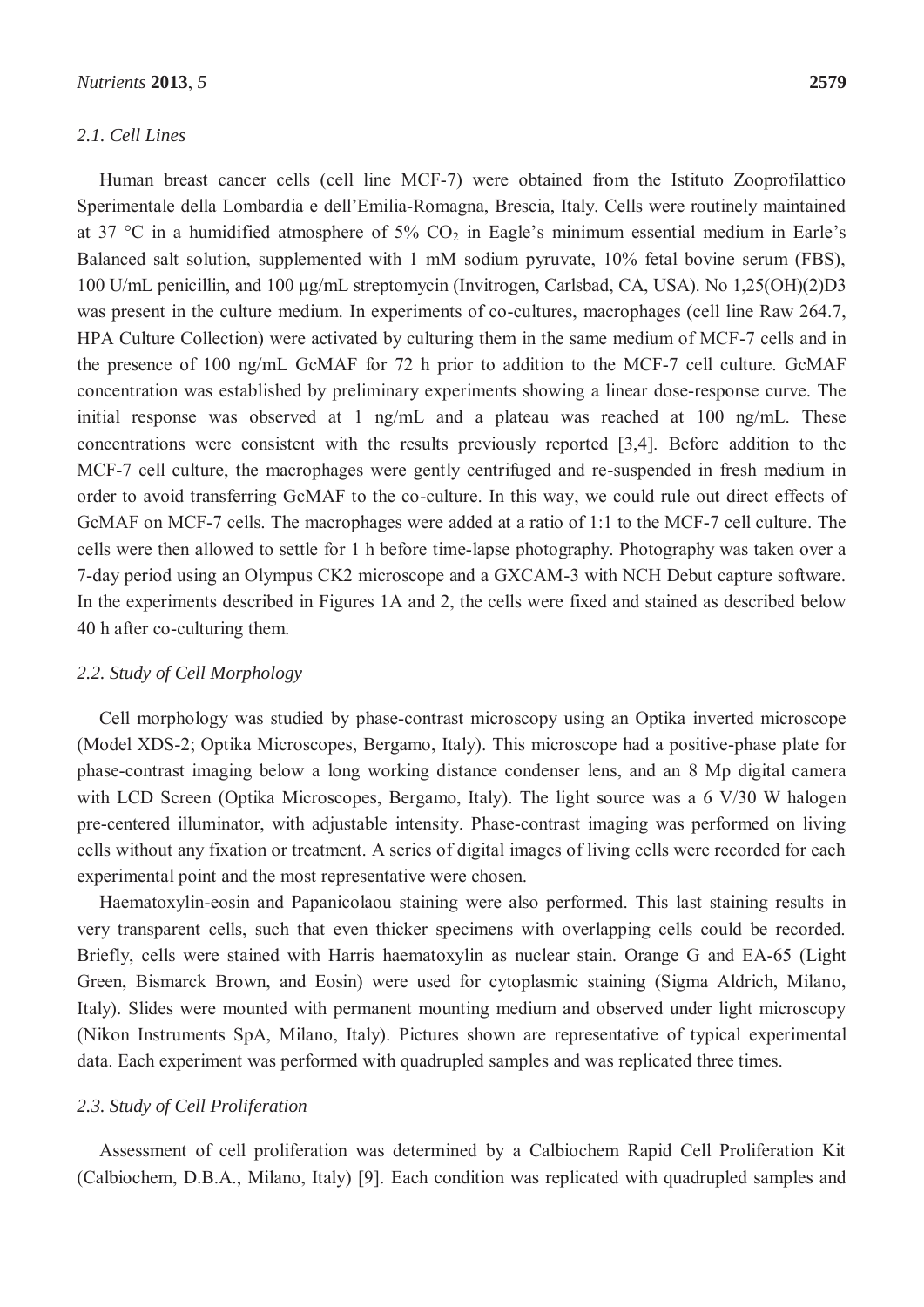### 2.1. Cell Lines

Human breast cancer cells (cell line MCF-7) were obtained from the Istituto Zooprofilattico Sperimentale della Lombardia e dell'Emilia-Romagna, Brescia, Italy. Cells were routinely maintained at 37 °C in a humidified atmosphere of 5% $CO_2$ in Eagle's minimum essential medium in Earle's Balanced salt solution, supplemented with 1 mM sodium pyruvate, 10% fetal bovine serum (FBS), 100 U/mL penicillin, and 100 µg/mL streptomycin (Invitrogen, Carlsbad, CA, USA). No 1,25(OH)(2)D3 was present in the culture medium. In experiments of co-cultures, macrophages (cell line Raw 264.7, HPA Culture Collection) were activated by culturing them in the same medium of MCF-7 cells and in the presence of 100 ng/mL GcMAF for 72 h prior to addition to the MCF-7 cell culture. GcMAF concentration was established by preliminary experiments showing a linear dose-response curve. The initial response was observed at 1 ng/mL and a plateau was reached at 100 ng/mL. These concentrations were consistent with the results previously reported [3,4]. Before addition to the MCF-7 cell culture, the macrophages were gently centrifuged and re-suspended in fresh medium in order to avoid transferring GcMAF to the co-culture. In this way, we could rule out direct effects of GcMAF on MCF-7 cells. The macrophages were added at a ratio of 1:1 to the MCF-7 cell culture. The cells were then allowed to settle for 1 h before time-lapse photography. Photography was taken over a 7-day period using an Olympus CK2 microscope and a GXCAM-3 with NCH Debut capture software. In the experiments described in Figures 1A and 2, the cells were fixed and stained as described below 40 h after co-culturing them.

### 2.2. Study of Cell Morphology

Cell morphology was studied by phase-contrast microscopy using an Optika inverted microscope (Model XDS-2; Optika Microscopes, Bergamo, Italy). This microscope had a positive-phase plate for phase-contrast imaging below a long working distance condenser lens, and an 8 Mp digital camera with LCD Screen (Optika Microscopes, Bergamo, Italy). The light source was a 6 V/30 W halogen pre-centered illuminator, with adjustable intensity. Phase-contrast imaging was performed on living cells without any fixation or treatment. A series of digital images of living cells were recorded for each experimental point and the most representative were chosen.

Haematoxylin-eosin and Papanicolaou staining were also performed. This last staining results in very transparent cells, such that even thicker specimens with overlapping cells could be recorded. Briefly, cells were stained with Harris haematoxylin as nuclear stain. Orange G and EA-65 (Light Green, Bismarck Brown, and Eosin) were used for cytoplasmic staining (Sigma Aldrich, Milano, Italy). Slides were mounted with permanent mounting medium and observed under light microscopy (Nikon Instruments SpA, Milano, Italy). Pictures shown are representative of typical experimental data. Each experiment was performed with quadrupled samples and was replicated three times.

### 2.3. Study of Cell Proliferation

Assessment of cell proliferation was determined by a Calbiochem Rapid Cell Proliferation Kit (Calbiochem, D.B.A., Milano, Italy) [9]. Each condition was replicated with quadrupled samples and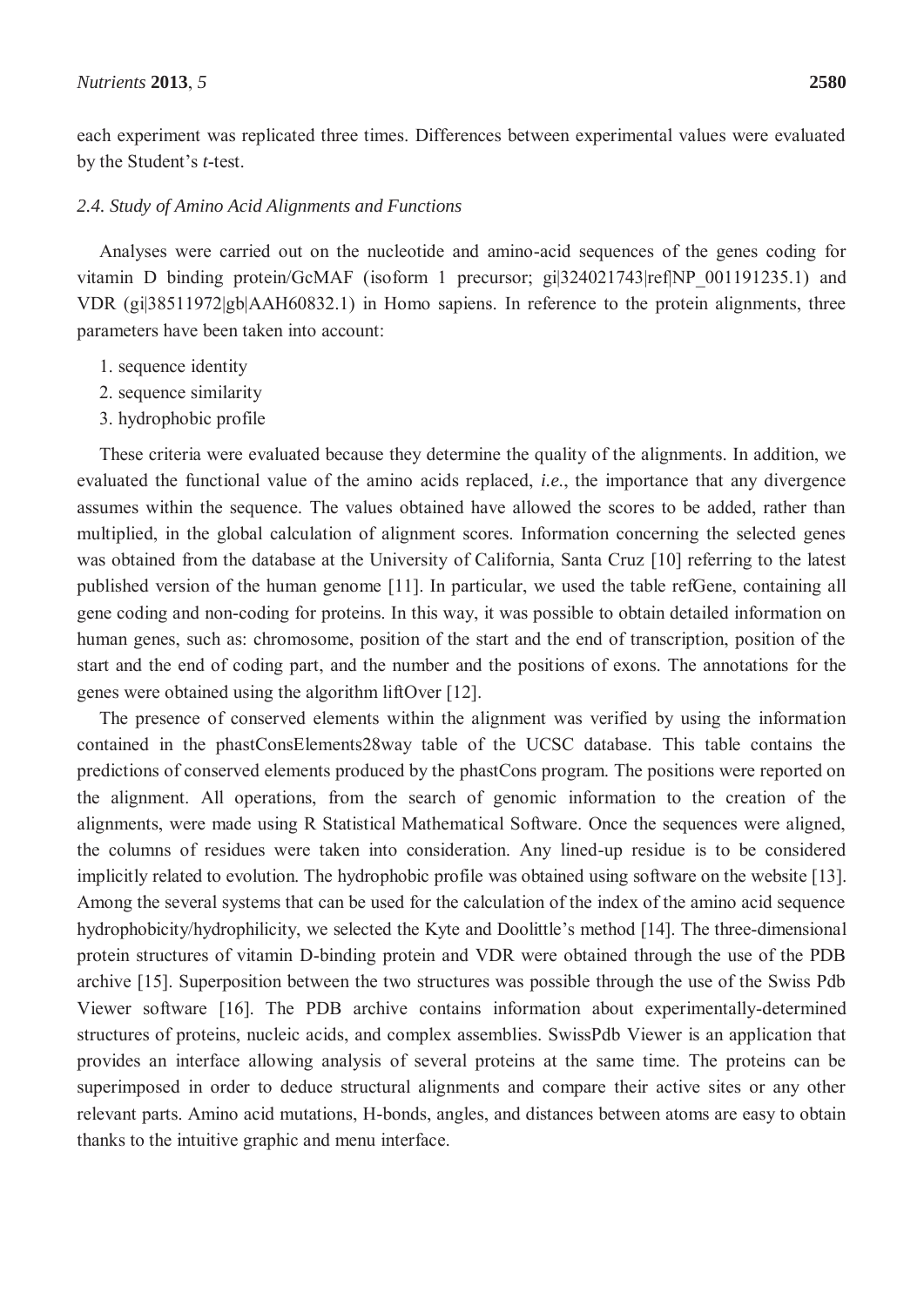each experiment was replicated three times. Differences between experimental values were evaluated by the Student's *t*-test.

### *2.4. Study of Amino Acid Alignments and Functions*

Analyses were carried out on the nucleotide and amino-acid sequences of the genes coding for vitamin D binding protein/GcMAF (isoform 1 precursor; gi|324021743|ref|NP_001191235.1) and VDR (gi|38511972|gb|AAH60832.1) in Homo sapiens. In reference to the protein alignments, three parameters have been taken into account:

1. sequence identity
2. sequence similarity
3. hydrophobic profile

These criteria were evaluated because they determine the quality of the alignments. In addition, we evaluated the functional value of the amino acids replaced, *i.e.*, the importance that any divergence assumes within the sequence. The values obtained have allowed the scores to be added, rather than multiplied, in the global calculation of alignment scores. Information concerning the selected genes was obtained from the database at the University of California, Santa Cruz [10] referring to the latest published version of the human genome [11]. In particular, we used the table refGene, containing all gene coding and non-coding for proteins. In this way, it was possible to obtain detailed information on human genes, such as: chromosome, position of the start and the end of transcription, position of the start and the end of coding part, and the number and the positions of exons. The annotations for the genes were obtained using the algorithm liftOver [12].

The presence of conserved elements within the alignment was verified by using the information contained in the phastConsElements28way table of the UCSC database. This table contains the predictions of conserved elements produced by the phastCons program. The positions were reported on the alignment. All operations, from the search of genomic information to the creation of the alignments, were made using R Statistical Mathematical Software. Once the sequences were aligned, the columns of residues were taken into consideration. Any lined-up residue is to be considered implicitly related to evolution. The hydrophobic profile was obtained using software on the website [13]. Among the several systems that can be used for the calculation of the index of the amino acid sequence hydrophobicity/hydrophilicity, we selected the Kyte and Doolittle's method [14]. The three-dimensional protein structures of vitamin D-binding protein and VDR were obtained through the use of the PDB archive [15]. Superposition between the two structures was possible through the use of the Swiss Pdb Viewer software [16]. The PDB archive contains information about experimentally-determined structures of proteins, nucleic acids, and complex assemblies. SwissPdb Viewer is an application that provides an interface allowing analysis of several proteins at the same time. The proteins can be superimposed in order to deduce structural alignments and compare their active sites or any other relevant parts. Amino acid mutations, H-bonds, angles, and distances between atoms are easy to obtain thanks to the intuitive graphic and menu interface.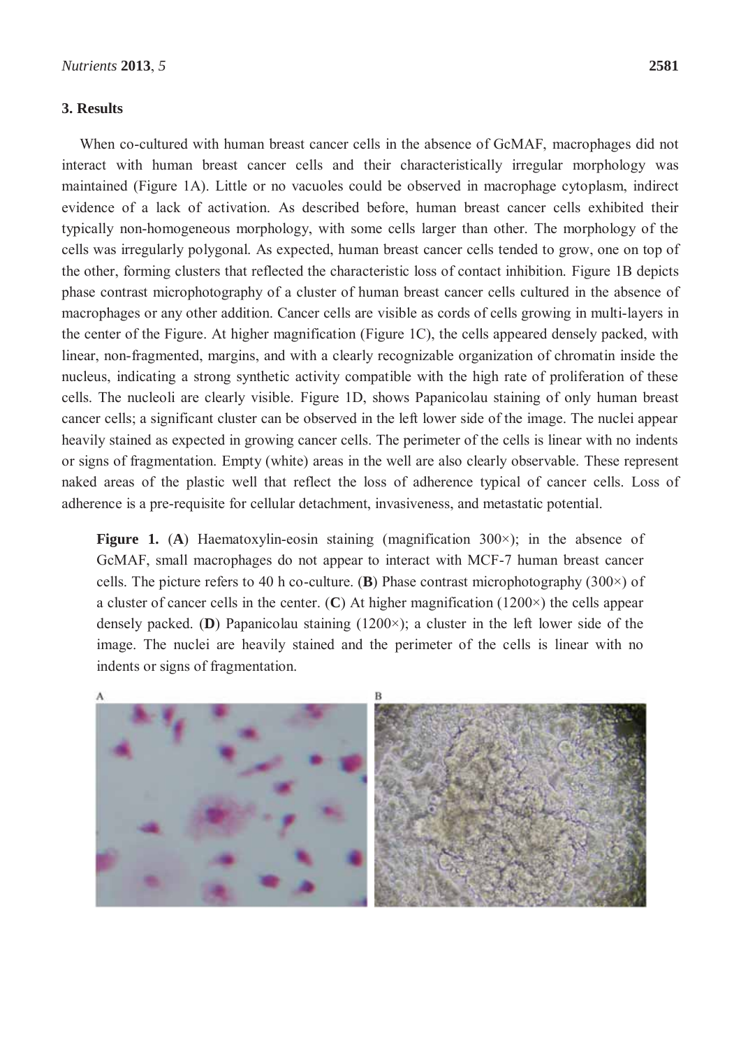## 3. Results

When co-cultured with human breast cancer cells in the absence of GcMAF, macrophages did not interact with human breast cancer cells and their characteristically irregular morphology was maintained (Figure 1A). Little or no vacuoles could be observed in macrophage cytoplasm, indirect evidence of a lack of activation. As described before, human breast cancer cells exhibited their typically non-homogeneous morphology, with some cells larger than other. The morphology of the cells was irregularly polygonal. As expected, human breast cancer cells tended to grow, one on top of the other, forming clusters that reflected the characteristic loss of contact inhibition. Figure 1B depicts phase contrast microphotography of a cluster of human breast cancer cells cultured in the absence of macrophages or any other addition. Cancer cells are visible as cords of cells growing in multi-layers in the center of the Figure. At higher magnification (Figure 1C), the cells appeared densely packed, with linear, non-fragmented, margins, and with a clearly recognizable organization of chromatin inside the nucleus, indicating a strong synthetic activity compatible with the high rate of proliferation of these cells. The nucleoli are clearly visible. Figure 1D, shows Papanicolau staining of only human breast cancer cells; a significant cluster can be observed in the left lower side of the image. The nuclei appear heavily stained as expected in growing cancer cells. The perimeter of the cells is linear with no indents or signs of fragmentation. Empty (white) areas in the well are also clearly observable. These represent naked areas of the plastic well that reflect the loss of adherence typical of cancer cells. Loss of adherence is a pre-requisite for cellular detachment, invasiveness, and metastatic potential.

**Figure 1.** (**A**) Haematoxylin-eosin staining (magnification 300×); in the absence of GcMAF, small macrophages do not appear to interact with MCF-7 human breast cancer cells. The picture refers to 40 h co-culture. (**B**) Phase contrast microphotography (300×) of a cluster of cancer cells in the center. (**C**) At higher magnification (1200×) the cells appear densely packed. (**D**) Papanicolau staining (1200×); a cluster in the left lower side of the image. The nuclei are heavily stained and the perimeter of the cells is linear with no indents or signs of fragmentation.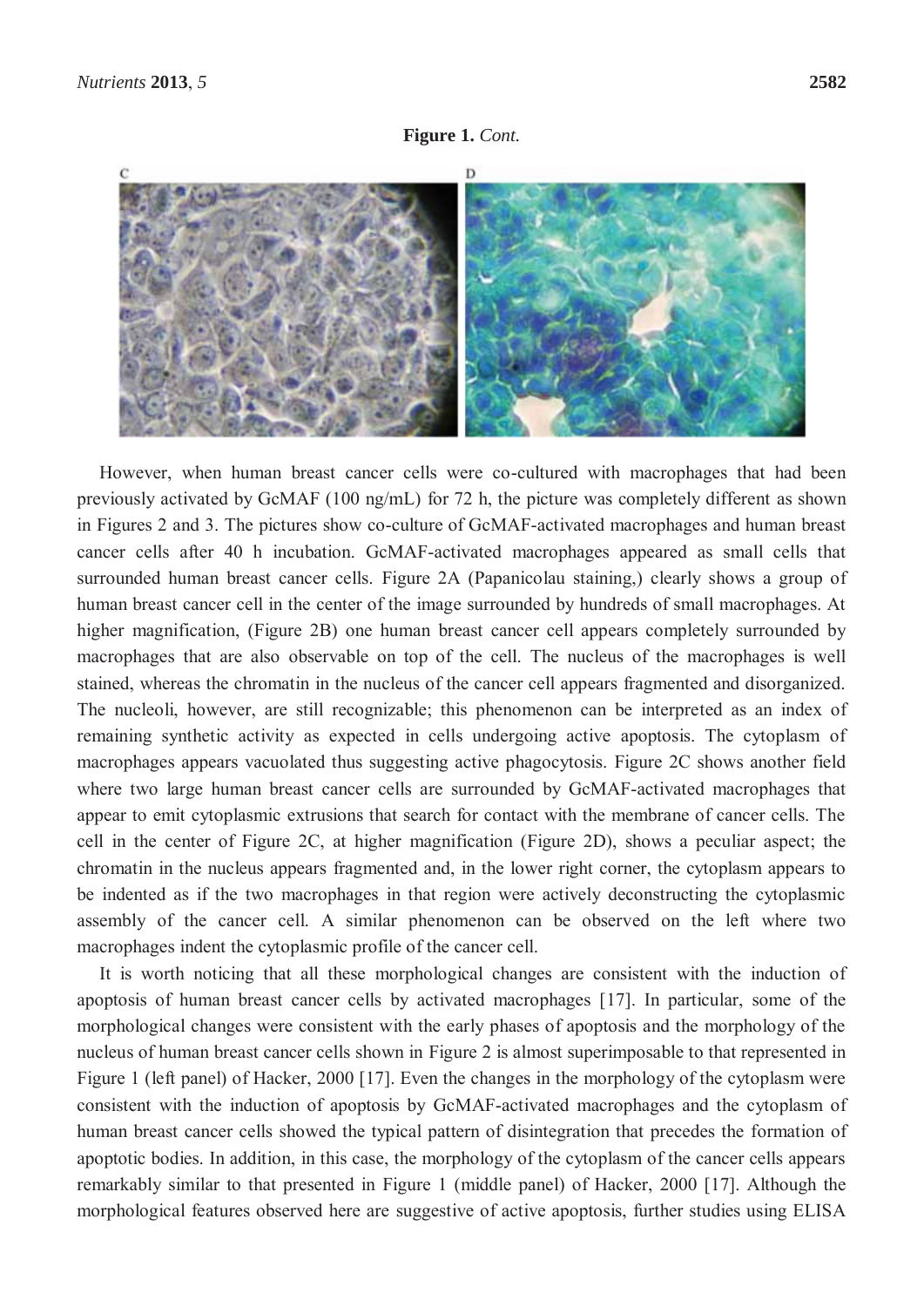**Figure 1.** *Cont.*

However, when human breast cancer cells were co-cultured with macrophages that had been previously activated by GcMAF (100 ng/mL) for 72 h, the picture was completely different as shown in Figures 2 and 3. The pictures show co-culture of GcMAF-activated macrophages and human breast cancer cells after 40 h incubation. GcMAF-activated macrophages appeared as small cells that surrounded human breast cancer cells. Figure 2A (Papanicolau staining,) clearly shows a group of human breast cancer cell in the center of the image surrounded by hundreds of small macrophages. At higher magnification, (Figure 2B) one human breast cancer cell appears completely surrounded by macrophages that are also observable on top of the cell. The nucleus of the macrophages is well stained, whereas the chromatin in the nucleus of the cancer cell appears fragmented and disorganized. The nucleoli, however, are still recognizable; this phenomenon can be interpreted as an index of remaining synthetic activity as expected in cells undergoing active apoptosis. The cytoplasm of macrophages appears vacuolated thus suggesting active phagocytosis. Figure 2C shows another field where two large human breast cancer cells are surrounded by GcMAF-activated macrophages that appear to emit cytoplasmic extrusions that search for contact with the membrane of cancer cells. The cell in the center of Figure 2C, at higher magnification (Figure 2D), shows a peculiar aspect; the chromatin in the nucleus appears fragmented and, in the lower right corner, the cytoplasm appears to be indented as if the two macrophages in that region were actively deconstructing the cytoplasmic assembly of the cancer cell. A similar phenomenon can be observed on the left where two macrophages indent the cytoplasmic profile of the cancer cell.

It is worth noticing that all these morphological changes are consistent with the induction of apoptosis of human breast cancer cells by activated macrophages [17]. In particular, some of the morphological changes were consistent with the early phases of apoptosis and the morphology of the nucleus of human breast cancer cells shown in Figure 2 is almost superimposable to that represented in Figure 1 (left panel) of Hacker, 2000 [17]. Even the changes in the morphology of the cytoplasm were consistent with the induction of apoptosis by GcMAF-activated macrophages and the cytoplasm of human breast cancer cells showed the typical pattern of disintegration that precedes the formation of apoptotic bodies. In addition, in this case, the morphology of the cytoplasm of the cancer cells appears remarkably similar to that presented in Figure 1 (middle panel) of Hacker, 2000 [17]. Although the morphological features observed here are suggestive of active apoptosis, further studies using ELISA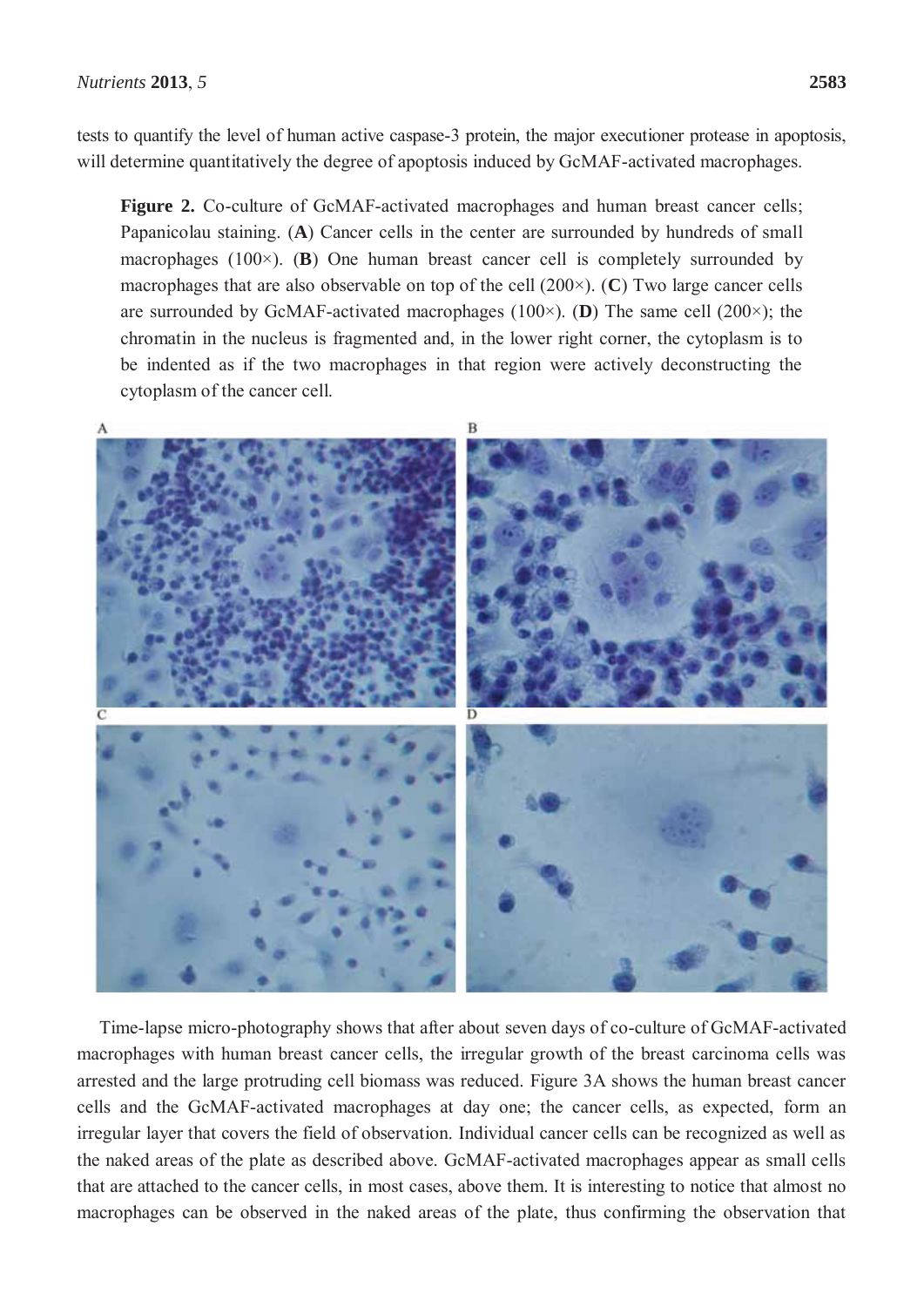tests to quantify the level of human active caspase-3 protein, the major executioner protease in apoptosis, will determine quantitatively the degree of apoptosis induced by GcMAF-activated macrophages.

**Figure 2.** Co-culture of GcMAF-activated macrophages and human breast cancer cells; Papanicolau staining. (**A**) Cancer cells in the center are surrounded by hundreds of small macrophages (100×). (**B**) One human breast cancer cell is completely surrounded by macrophages that are also observable on top of the cell (200×). (**C**) Two large cancer cells are surrounded by GcMAF-activated macrophages (100×). (**D**) The same cell (200×); the chromatin in the nucleus is fragmented and, in the lower right corner, the cytoplasm is to be indented as if the two macrophages in that region were actively deconstructing the cytoplasm of the cancer cell.

Time-lapse micro-photography shows that after about seven days of co-culture of GcMAF-activated macrophages with human breast cancer cells, the irregular growth of the breast carcinoma cells was arrested and the large protruding cell biomass was reduced. Figure 3A shows the human breast cancer cells and the GcMAF-activated macrophages at day one; the cancer cells, as expected, form an irregular layer that covers the field of observation. Individual cancer cells can be recognized as well as the naked areas of the plate as described above. GcMAF-activated macrophages appear as small cells that are attached to the cancer cells, in most cases, above them. It is interesting to notice that almost no macrophages can be observed in the naked areas of the plate, thus confirming the observation that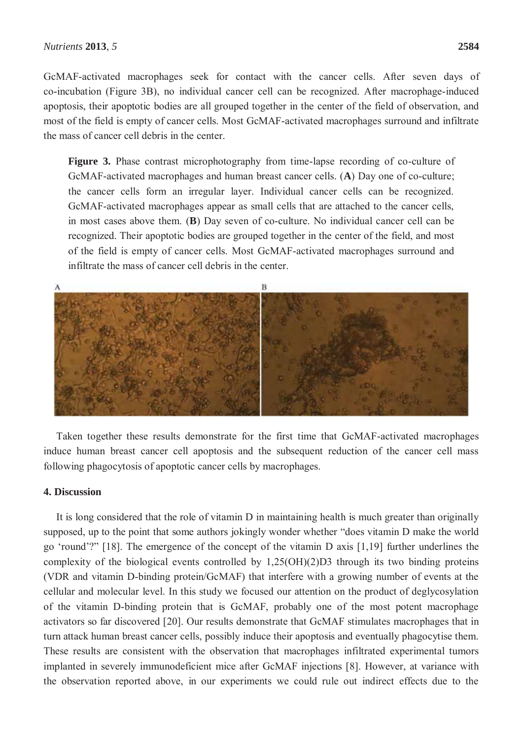GcMAF-activated macrophages seek for contact with the cancer cells. After seven days of co-incubation (Figure 3B), no individual cancer cell can be recognized. After macrophage-induced apoptosis, their apoptotic bodies are all grouped together in the center of the field of observation, and most of the field is empty of cancer cells. Most GcMAF-activated macrophages surround and infiltrate the mass of cancer cell debris in the center.

**Figure 3.** Phase contrast microphotography from time-lapse recording of co-culture of GcMAF-activated macrophages and human breast cancer cells. (**A**) Day one of co-culture; the cancer cells form an irregular layer. Individual cancer cells can be recognized. GcMAF-activated macrophages appear as small cells that are attached to the cancer cells, in most cases above them. (**B**) Day seven of co-culture. No individual cancer cell can be recognized. Their apoptotic bodies are grouped together in the center of the field, and most of the field is empty of cancer cells. Most GcMAF-activated macrophages surround and infiltrate the mass of cancer cell debris in the center.

Taken together these results demonstrate for the first time that GcMAF-activated macrophages induce human breast cancer cell apoptosis and the subsequent reduction of the cancer cell mass following phagocytosis of apoptotic cancer cells by macrophages.

## 4. Discussion

It is long considered that the role of vitamin D in maintaining health is much greater than originally supposed, up to the point that some authors jokingly wonder whether "does vitamin D make the world go 'round'?" [18]. The emergence of the concept of the vitamin D axis [1,19] further underlines the complexity of the biological events controlled by 1,25(OH)(2)D3 through its two binding proteins (VDR and vitamin D-binding protein/GcMAF) that interfere with a growing number of events at the cellular and molecular level. In this study we focused our attention on the product of deglycosylation of the vitamin D-binding protein that is GcMAF, probably one of the most potent macrophage activators so far discovered [20]. Our results demonstrate that GcMAF stimulates macrophages that in turn attack human breast cancer cells, possibly induce their apoptosis and eventually phagocytise them. These results are consistent with the observation that macrophages infiltrated experimental tumors implanted in severely immunodeficient mice after GcMAF injections [8]. However, at variance with the observation reported above, in our experiments we could rule out indirect effects due to the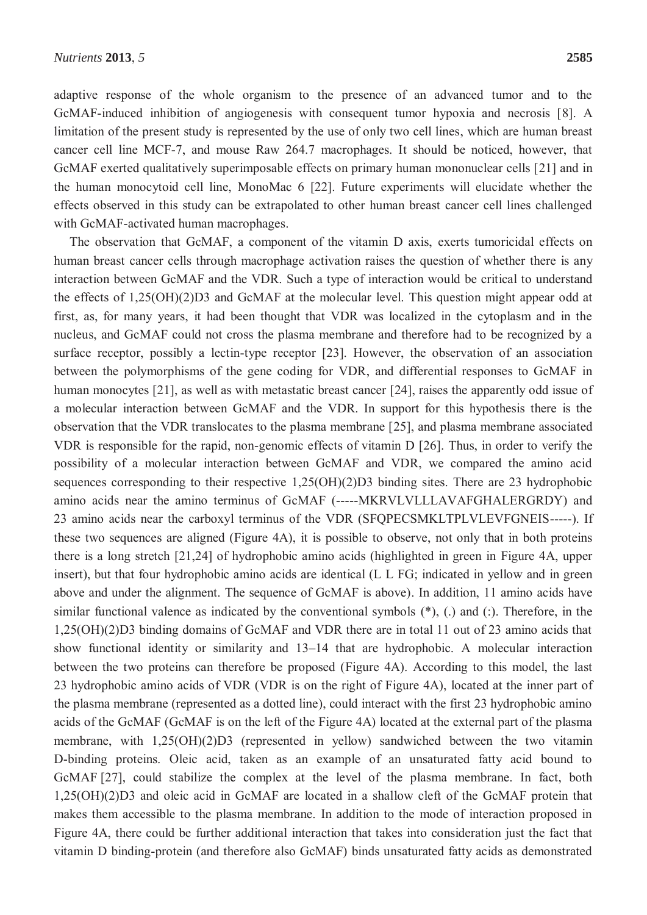adaptive response of the whole organism to the presence of an advanced tumor and to the GcMAF-induced inhibition of angiogenesis with consequent tumor hypoxia and necrosis [8]. A limitation of the present study is represented by the use of only two cell lines, which are human breast cancer cell line MCF-7, and mouse Raw 264.7 macrophages. It should be noticed, however, that GcMAF exerted qualitatively superimposable effects on primary human mononuclear cells [21] and in the human monocytoid cell line, MonoMac 6 [22]. Future experiments will elucidate whether the effects observed in this study can be extrapolated to other human breast cancer cell lines challenged with GcMAF-activated human macrophages.

The observation that GcMAF, a component of the vitamin D axis, exerts tumoricidal effects on human breast cancer cells through macrophage activation raises the question of whether there is any interaction between GcMAF and the VDR. Such a type of interaction would be critical to understand the effects of 1,25(OH)(2)D3 and GcMAF at the molecular level. This question might appear odd at first, as, for many years, it had been thought that VDR was localized in the cytoplasm and in the nucleus, and GcMAF could not cross the plasma membrane and therefore had to be recognized by a surface receptor, possibly a lectin-type receptor [23]. However, the observation of an association between the polymorphisms of the gene coding for VDR, and differential responses to GcMAF in human monocytes [21], as well as with metastatic breast cancer [24], raises the apparently odd issue of a molecular interaction between GcMAF and the VDR. In support for this hypothesis there is the observation that the VDR translocates to the plasma membrane [25], and plasma membrane associated VDR is responsible for the rapid, non-genomic effects of vitamin D [26]. Thus, in order to verify the possibility of a molecular interaction between GcMAF and VDR, we compared the amino acid sequences corresponding to their respective 1,25(OH)(2)D3 binding sites. There are 23 hydrophobic amino acids near the amino terminus of GcMAF (-----MKRVLVLLLAVAFGHALERGRDY) and 23 amino acids near the carboxyl terminus of the VDR (SFQPECSMKLTPLVLEVFGNEIS-----). If these two sequences are aligned (Figure 4A), it is possible to observe, not only that in both proteins there is a long stretch [21,24] of hydrophobic amino acids (highlighted in green in Figure 4A, upper insert), but that four hydrophobic amino acids are identical (L L FG; indicated in yellow and in green above and under the alignment. The sequence of GcMAF is above). In addition, 11 amino acids have similar functional valence as indicated by the conventional symbols (*), (.) and (:). Therefore, in the 1,25(OH)(2)D3 binding domains of GcMAF and VDR there are in total 11 out of 23 amino acids that show functional identity or similarity and 13–14 that are hydrophobic. A molecular interaction between the two proteins can therefore be proposed (Figure 4A). According to this model, the last 23 hydrophobic amino acids of VDR (VDR is on the right of Figure 4A), located at the inner part of the plasma membrane (represented as a dotted line), could interact with the first 23 hydrophobic amino acids of the GcMAF (GcMAF is on the left of the Figure 4A) located at the external part of the plasma membrane, with 1,25(OH)(2)D3 (represented in yellow) sandwiched between the two vitamin D-binding proteins. Oleic acid, taken as an example of an unsaturated fatty acid bound to GcMAF [27], could stabilize the complex at the level of the plasma membrane. In fact, both 1,25(OH)(2)D3 and oleic acid in GcMAF are located in a shallow cleft of the GcMAF protein that makes them accessible to the plasma membrane. In addition to the mode of interaction proposed in Figure 4A, there could be further additional interaction that takes into consideration just the fact that vitamin D binding-protein (and therefore also GcMAF) binds unsaturated fatty acids as demonstrated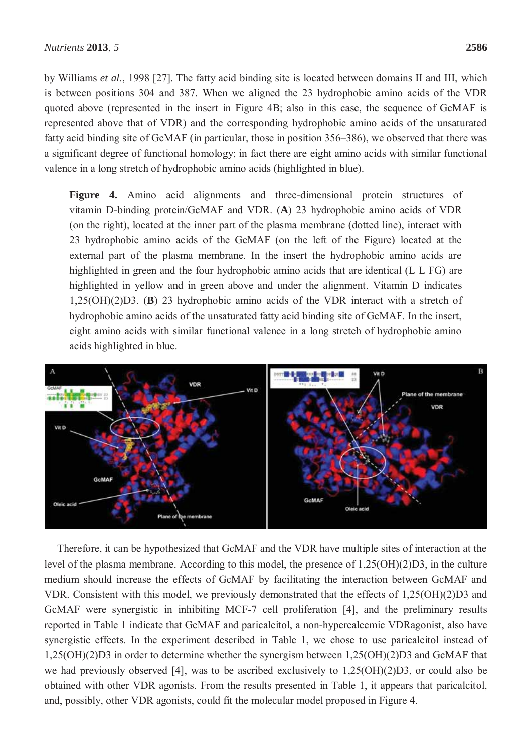by Williams *et al*., 1998 [27]. The fatty acid binding site is located between domains II and III, which is between positions 304 and 387. When we aligned the 23 hydrophobic amino acids of the VDR quoted above (represented in the insert in Figure 4B; also in this case, the sequence of GcMAF is represented above that of VDR) and the corresponding hydrophobic amino acids of the unsaturated fatty acid binding site of GcMAF (in particular, those in position 356–386), we observed that there was a significant degree of functional homology; in fact there are eight amino acids with similar functional valence in a long stretch of hydrophobic amino acids (highlighted in blue).

**Figure 4.** Amino acid alignments and three-dimensional protein structures of vitamin D-binding protein/GcMAF and VDR. (**A**) 23 hydrophobic amino acids of VDR (on the right), located at the inner part of the plasma membrane (dotted line), interact with 23 hydrophobic amino acids of the GcMAF (on the left of the Figure) located at the external part of the plasma membrane. In the insert the hydrophobic amino acids are highlighted in green and the four hydrophobic amino acids that are identical (L L FG) are highlighted in yellow and in green above and under the alignment. Vitamin D indicates 1,25(OH)(2)D3. (**B**) 23 hydrophobic amino acids of the VDR interact with a stretch of hydrophobic amino acids of the unsaturated fatty acid binding site of GcMAF. In the insert, eight amino acids with similar functional valence in a long stretch of hydrophobic amino acids highlighted in blue.

Therefore, it can be hypothesized that GcMAF and the VDR have multiple sites of interaction at the level of the plasma membrane. According to this model, the presence of 1,25(OH)(2)D3, in the culture medium should increase the effects of GcMAF by facilitating the interaction between GcMAF and VDR. Consistent with this model, we previously demonstrated that the effects of 1,25(OH)(2)D3 and GcMAF were synergistic in inhibiting MCF-7 cell proliferation [4], and the preliminary results reported in Table 1 indicate that GcMAF and paricalcitol, a non-hypercalcemic VDRagonist, also have synergistic effects. In the experiment described in Table 1, we chose to use paricalcitol instead of 1,25(OH)(2)D3 in order to determine whether the synergism between 1,25(OH)(2)D3 and GcMAF that we had previously observed [4], was to be ascribed exclusively to 1,25(OH)(2)D3, or could also be obtained with other VDR agonists. From the results presented in Table 1, it appears that paricalcitol, and, possibly, other VDR agonists, could fit the molecular model proposed in Figure 4.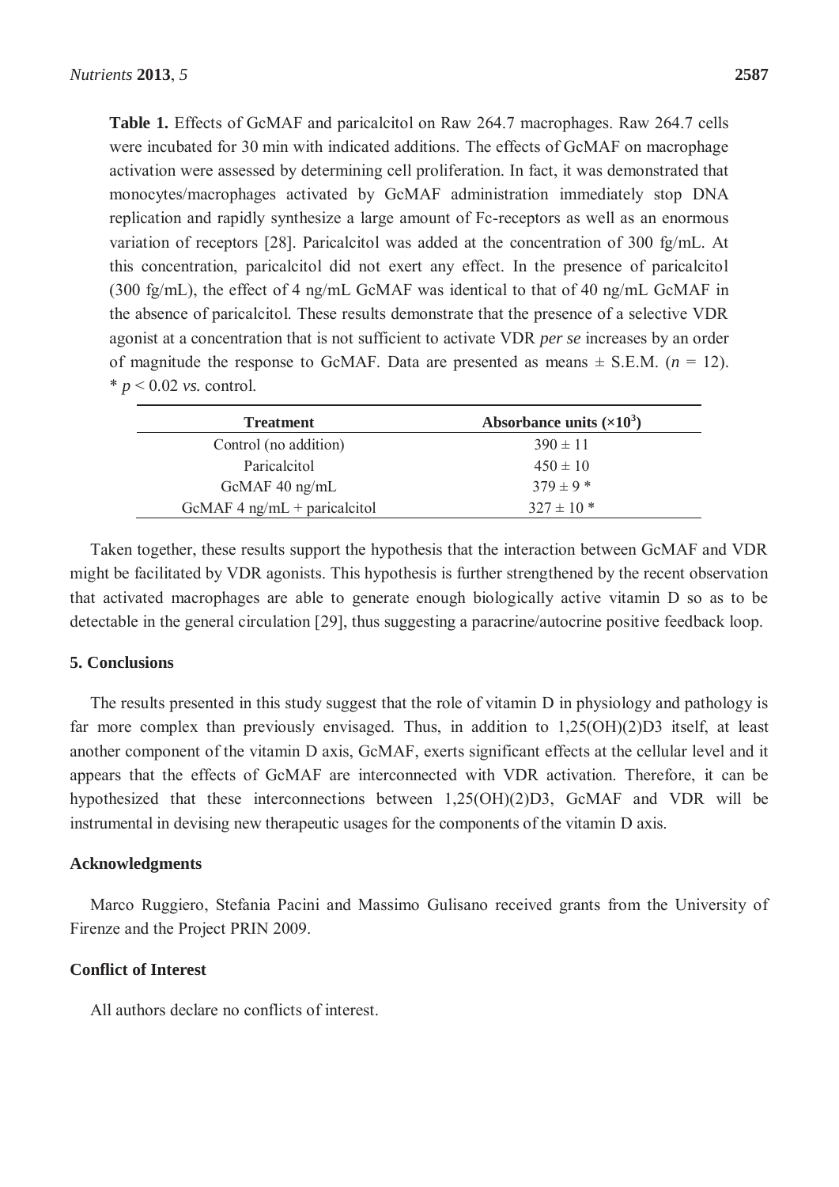**Table 1.** Effects of GcMAF and paricalcitol on Raw 264.7 macrophages. Raw 264.7 cells were incubated for 30 min with indicated additions. The effects of GcMAF on macrophage activation were assessed by determining cell proliferation. In fact, it was demonstrated that monocytes/macrophages activated by GcMAF administration immediately stop DNA replication and rapidly synthesize a large amount of Fc-receptors as well as an enormous variation of receptors [28]. Paricalcitol was added at the concentration of 300 fg/mL. At this concentration, paricalcitol did not exert any effect. In the presence of paricalcitol (300 fg/mL), the effect of 4 ng/mL GcMAF was identical to that of 40 ng/mL GcMAF in the absence of paricalcitol. These results demonstrate that the presence of a selective VDR agonist at a concentration that is not sufficient to activate VDR *per se* increases by an order of magnitude the response to GcMAF. Data are presented as means ± S.E.M. ($n = 12$). * $p < 0.02$ *vs.* control.

| Treatment | Absorbance units ($\times 10^3$) |
| --- | --- |
| Control (no addition) | 390 ± 11 |
| Paricalcitol | 450 ± 10 |
| GcMAF 40 ng/mL | 379 ± 9 * |
| GcMAF 4 ng/mL + paricalcitol | 327 ± 10 * |

Taken together, these results support the hypothesis that the interaction between GcMAF and VDR might be facilitated by VDR agonists. This hypothesis is further strengthened by the recent observation that activated macrophages are able to generate enough biologically active vitamin D so as to be detectable in the general circulation [29], thus suggesting a paracrine/autocrine positive feedback loop.

## 5. Conclusions

The results presented in this study suggest that the role of vitamin D in physiology and pathology is far more complex than previously envisaged. Thus, in addition to 1,25(OH)(2)D3 itself, at least another component of the vitamin D axis, GcMAF, exerts significant effects at the cellular level and it appears that the effects of GcMAF are interconnected with VDR activation. Therefore, it can be hypothesized that these interconnections between 1,25(OH)(2)D3, GcMAF and VDR will be instrumental in devising new therapeutic usages for the components of the vitamin D axis.

## Acknowledgments

Marco Ruggiero, Stefania Pacini and Massimo Gulisano received grants from the University of Firenze and the Project PRIN 2009.

## Conflict of Interest

All authors declare no conflicts of interest.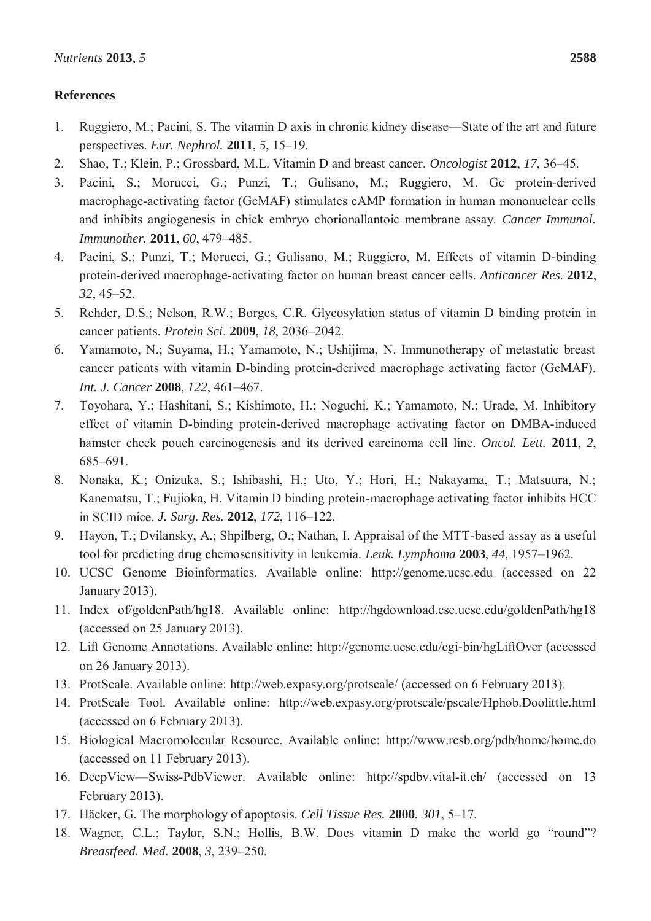## References

1. Ruggiero, M.; Pacini, S. The vitamin D axis in chronic kidney disease—State of the art and future perspectives. *Eur. Nephrol.* **2011**, *5*, 15–19.
2. Shao, T.; Klein, P.; Grossbard, M.L. Vitamin D and breast cancer. *Oncologist* **2012**, *17*, 36–45.
3. Pacini, S.; Morucci, G.; Punzi, T.; Gulisano, M.; Ruggiero, M. Gc protein-derived macrophage-activating factor (GcMAF) stimulates cAMP formation in human mononuclear cells and inhibits angiogenesis in chick embryo chorionallantoic membrane assay. *Cancer Immunol. Immunother.* **2011**, *60*, 479–485.
4. Pacini, S.; Punzi, T.; Morucci, G.; Gulisano, M.; Ruggiero, M. Effects of vitamin D-binding protein-derived macrophage-activating factor on human breast cancer cells. *Anticancer Res.* **2012**, *32*, 45–52.
5. Rehder, D.S.; Nelson, R.W.; Borges, C.R. Glycosylation status of vitamin D binding protein in cancer patients. *Protein Sci*. **2009**, *18*, 2036–2042.
6. Yamamoto, N.; Suyama, H.; Yamamoto, N.; Ushijima, N. Immunotherapy of metastatic breast cancer patients with vitamin D-binding protein-derived macrophage activating factor (GcMAF). *Int. J. Cancer* **2008**, *122*, 461–467.
7. Toyohara, Y.; Hashitani, S.; Kishimoto, H.; Noguchi, K.; Yamamoto, N.; Urade, M. Inhibitory effect of vitamin D-binding protein-derived macrophage activating factor on DMBA-induced hamster cheek pouch carcinogenesis and its derived carcinoma cell line. *Oncol. Lett.* **2011**, *2*, 685–691.
8. Nonaka, K.; Onizuka, S.; Ishibashi, H.; Uto, Y.; Hori, H.; Nakayama, T.; Matsuura, N.; Kanematsu, T.; Fujioka, H. Vitamin D binding protein-macrophage activating factor inhibits HCC in SCID mice. *J. Surg. Res.* **2012**, *172*, 116–122.
9. Hayon, T.; Dvilansky, A.; Shpilberg, O.; Nathan, I. Appraisal of the MTT-based assay as a useful tool for predicting drug chemosensitivity in leukemia. *Leuk. Lymphoma* **2003**, *44*, 1957–1962.
10. UCSC Genome Bioinformatics. Available online: http://genome.ucsc.edu (accessed on 22 January 2013).
11. Index of/goldenPath/hg18. Available online: http://hgdownload.cse.ucsc.edu/goldenPath/hg18 (accessed on 25 January 2013).
12. Lift Genome Annotations. Available online: http://genome.ucsc.edu/cgi-bin/hgLiftOver (accessed on 26 January 2013).
13. ProtScale. Available online: http://web.expasy.org/protscale/ (accessed on 6 February 2013).
14. ProtScale Tool. Available online: http://web.expasy.org/protscale/pscale/Hphob.Doolittle.html (accessed on 6 February 2013).
15. Biological Macromolecular Resource. Available online: http://www.rcsb.org/pdb/home/home.do (accessed on 11 February 2013).
16. DeepView—Swiss-PdbViewer. Available online: http://spdbv.vital-it.ch/ (accessed on 13 February 2013).
17. Häcker, G. The morphology of apoptosis. *Cell Tissue Res.* **2000**, *301*, 5–17.
18. Wagner, C.L.; Taylor, S.N.; Hollis, B.W. Does vitamin D make the world go "round"? *Breastfeed. Med.* **2008**, *3*, 239–250.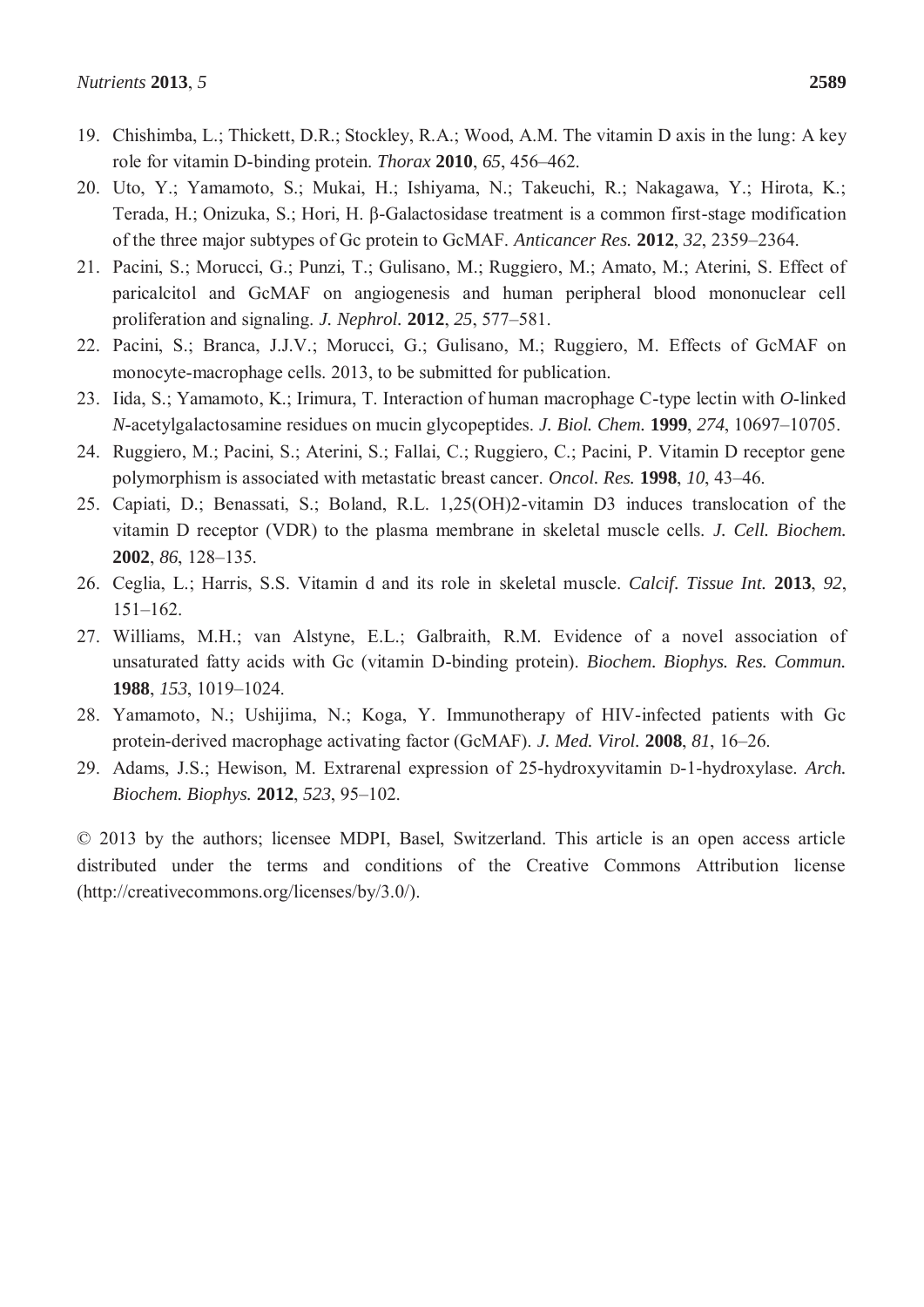19. Chishimba, L.; Thickett, D.R.; Stockley, R.A.; Wood, A.M. The vitamin D axis in the lung: A key role for vitamin D-binding protein. *Thorax* **2010**, *65*, 456–462.
20. Uto, Y.; Yamamoto, S.; Mukai, H.; Ishiyama, N.; Takeuchi, R.; Nakagawa, Y.; Hirota, K.; Terada, H.; Onizuka, S.; Hori, H. β-Galactosidase treatment is a common first-stage modification of the three major subtypes of Gc protein to GcMAF. *Anticancer Res.* **2012**, *32*, 2359–2364.
21. Pacini, S.; Morucci, G.; Punzi, T.; Gulisano, M.; Ruggiero, M.; Amato, M.; Aterini, S. Effect of paricalcitol and GcMAF on angiogenesis and human peripheral blood mononuclear cell proliferation and signaling. *J. Nephrol.* **2012**, *25*, 577–581.
22. Pacini, S.; Branca, J.J.V.; Morucci, G.; Gulisano, M.; Ruggiero, M. Effects of GcMAF on monocyte-macrophage cells. 2013, to be submitted for publication.
23. Iida, S.; Yamamoto, K.; Irimura, T. Interaction of human macrophage C-type lectin with *O*-linked *N*-acetylgalactosamine residues on mucin glycopeptides. *J. Biol. Chem.* **1999**, *274*, 10697–10705.
24. Ruggiero, M.; Pacini, S.; Aterini, S.; Fallai, C.; Ruggiero, C.; Pacini, P. Vitamin D receptor gene polymorphism is associated with metastatic breast cancer. *Oncol. Res.* **1998**, *10*, 43–46.
25. Capiati, D.; Benassati, S.; Boland, R.L. 1,25(OH)2-vitamin D3 induces translocation of the vitamin D receptor (VDR) to the plasma membrane in skeletal muscle cells. *J. Cell. Biochem.* **2002**, *86*, 128–135.
26. Ceglia, L.; Harris, S.S. Vitamin d and its role in skeletal muscle. *Calcif. Tissue Int.* **2013**, *92*, 151–162.
27. Williams, M.H.; van Alstyne, E.L.; Galbraith, R.M. Evidence of a novel association of unsaturated fatty acids with Gc (vitamin D-binding protein). *Biochem. Biophys. Res. Commun.* **1988**, *153*, 1019–1024.
28. Yamamoto, N.; Ushijima, N.; Koga, Y. Immunotherapy of HIV-infected patients with Gc protein-derived macrophage activating factor (GcMAF). *J. Med. Virol.* **2008**, *81*, 16–26.
29. Adams, J.S.; Hewison, M. Extrarenal expression of 25-hydroxyvitamin D-1-hydroxylase. *Arch. Biochem. Biophys.* **2012**, *523*, 95–102.

© 2013 by the authors; licensee MDPI, Basel, Switzerland. This article is an open access article distributed under the terms and conditions of the Creative Commons Attribution license (http://creativecommons.org/licenses/by/3.0/).